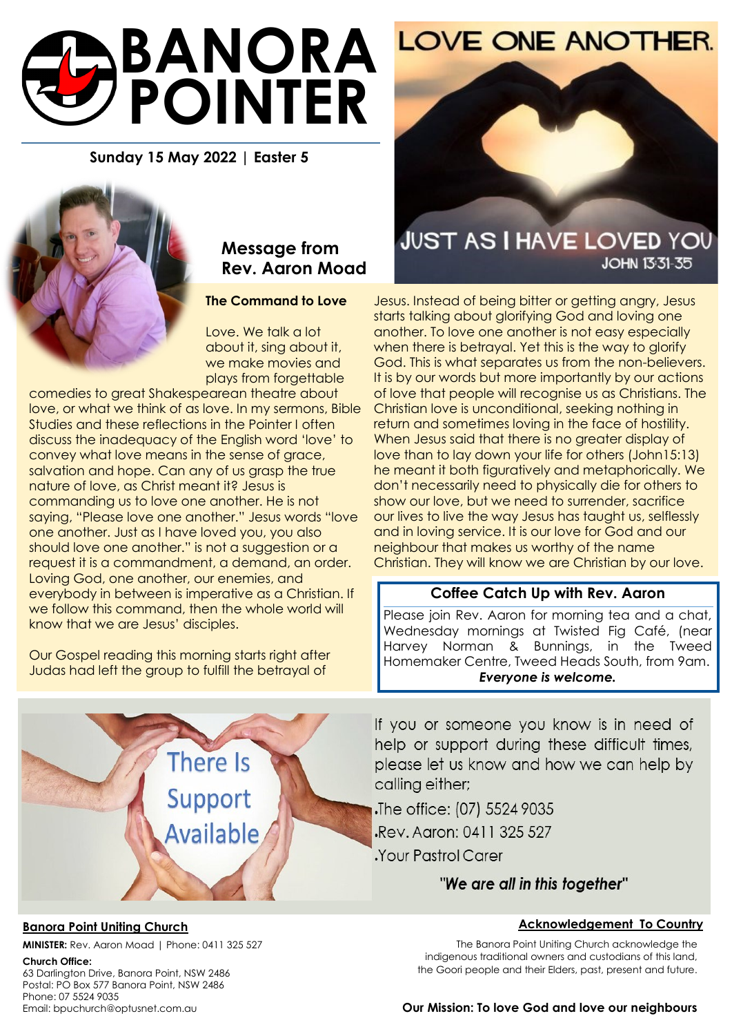# BANORA POINTER

**Sunday 15 May 2022 | Easter 5**

LOVE ONE ANOTHER.

JUST AS I HAVE LOVED YOU

JOHN 13:31-35

## Message from Rev. Aaron Moad

### The Command to Love

Love. We talk a lot about it, sing about it, we make movies and plays from forgettable comedies to great Shakespearean theatre about love, or what we think of as love. In my sermons, Bible Studies and these reflections in the Pointer I often discuss the inadequacy of the English word 'love' to convey what love means in the sense of grace, salvation and hope. Can any of us grasp the true nature of love, as Christ meant it? Jesus is commanding us to love one another. He is not saying, "Please love one another." Jesus words "love one another. Just as I have loved you, you also should love one another." is not a suggestion or a request it is a commandment, a demand, an order. Loving God, one another, our enemies, and everybody in between is imperative as a Christian. If we follow this command, then the whole world will know that we are Jesus' disciples.

Our Gospel reading this morning starts right after Judas had left the group to fulfill the betrayal of Jesus. Instead of being bitter or getting angry, Jesus starts talking about glorifying God and loving one another. To love one another is not easy especially when there is betrayal. Yet this is the way to glorify God. This is what separates us from the non-believers. It is by our words but more importantly by our actions of love that people will recognise us as Christians. The Christian love is unconditional, seeking nothing in return and sometimes loving in the face of hostility. When Jesus said that there is no greater display of love than to lay down your life for others (John15:13) he meant it both figuratively and metaphorically. We don't necessarily need to physically die for others to show our love, but we need to surrender, sacrifice our lives to live the way Jesus has taught us, selflessly and in loving service. It is our love for God and our neighbour that makes us worthy of the name Christian. They will know we are Christian by our love.

### Coffee Catch Up with Rev. Aaron

Please join Rev. Aaron for morning tea and a chat, Wednesday mornings at Twisted Fig Café, (near Harvey Norman & Bunnings, in the Tweed Homemaker Centre, Tweed Heads South, from 9am. ***Everyone is welcome.***

There Is Support Available

If you or someone you know is in need of help or support during these difficult times, please let us know and how we can help by calling either;

- The office: (07) 5524 9035
- Rev. Aaron: 0411 325 527
- Your Pastrol Carer

***"We are all in this together"***

**Banora Point Uniting Church**

**MINISTER:** Rev. Aaron Moad | Phone: 0411 325 527

**Church Office:**
63 Darlington Drive, Banora Point, NSW 2486
Postal: PO Box 577 Banora Point, NSW 2486
Phone: 07 5524 9035
Email: bpuchurch@optusnet.com.au

**Acknowledgement To Country**

The Banora Point Uniting Church acknowledge the indigenous traditional owners and custodians of this land, the Goori people and their Elders, past, present and future.

**Our Mission: To love God and love our neighbours**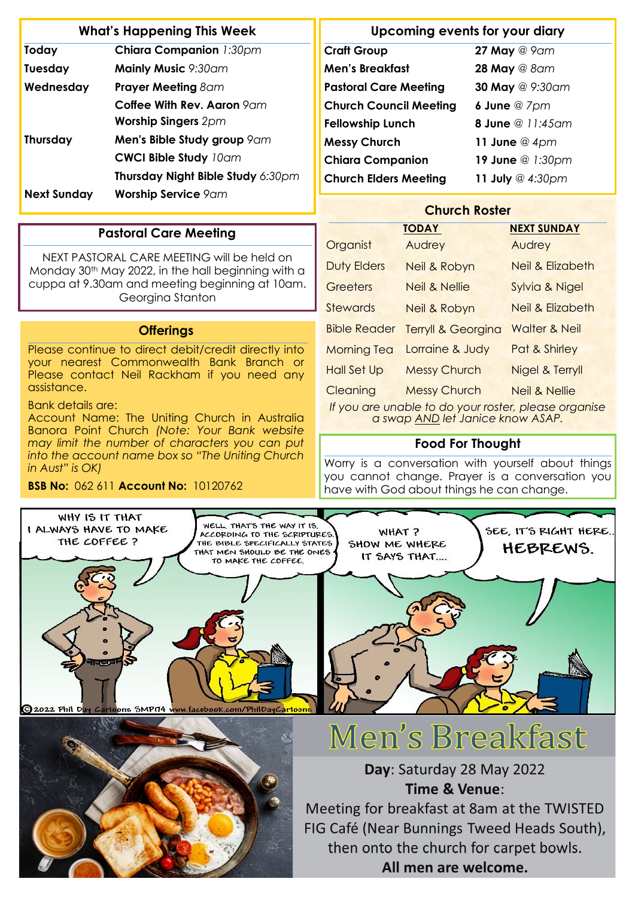## What's Happening This Week

| | |
|---|---|
| **Today** | **Chiara Companion** *1:30pm* |
| **Tuesday** | **Mainly Music** *9:30am* |
| **Wednesday** | **Prayer Meeting** *8am* |
| | **Coffee With Rev. Aaron** *9am* |
| | **Worship Singers** *2pm* |
| **Thursday** | **Men's Bible Study group** *9am* |
| | **CWCI Bible Study** *10am* |
| | **Thursday Night Bible Study** *6:30pm* |
| **Next Sunday** | **Worship Service** *9am* |

## Upcoming events for your diary

| | |
|---|---|
| **Craft Group** | **27 May** @ *9am* |
| **Men's Breakfast** | **28 May** @ *8am* |
| **Pastoral Care Meeting** | **30 May** @ *9:30am* |
| **Church Council Meeting** | **6 June** @ *7pm* |
| **Fellowship Lunch** | **8 June** @ *11:45am* |
| **Messy Church** | **11 June** @ *4pm* |
| **Chiara Companion** | **19 June** @ *1:30pm* |
| **Church Elders Meeting** | **11 July** @ *4:30pm* |

## Pastoral Care Meeting

NEXT PASTORAL CARE MEETING will be held on Monday 30th May 2022, in the hall beginning with a cuppa at 9.30am and meeting beginning at 10am. Georgina Stanton

## Church Roster

| | TODAY | NEXT SUNDAY |
|---|---|---|
| Organist | Audrey | Audrey |
| Duty Elders | Neil & Robyn | Neil & Elizabeth |
| Greeters | Neil & Nellie | Sylvia & Nigel |
| Stewards | Neil & Robyn | Neil & Elizabeth |
| Bible Reader | Terryll & Georgina | Walter & Neil |
| Morning Tea | Lorraine & Judy | Pat & Shirley |
| Hall Set Up | Messy Church | Nigel & Terryll |
| Cleaning | Messy Church | Neil & Nellie |

*If you are unable to do your roster, please organise a swap AND let Janice know ASAP.*

## Offerings

Please continue to direct debit/credit directly into your nearest Commonwealth Bank Branch or Please contact Neil Rackham if you need any assistance.

Bank details are:
Account Name: The Uniting Church in Australia Banora Point Church *(Note: Your Bank website may limit the number of characters you can put into the account name box so "The Uniting Church in Aust" is OK)*

**BSB No:** 062 611 **Account No:** 10120762

## Food For Thought

Worry is a conversation with yourself about things you cannot change. Prayer is a conversation you have with God about things he can change.

# Men's Breakfast

**Day**: Saturday 28 May 2022

**Time & Venue**:

Meeting for breakfast at 8am at the TWISTED FIG Café (Near Bunnings Tweed Heads South), then onto the church for carpet bowls.

**All men are welcome.**